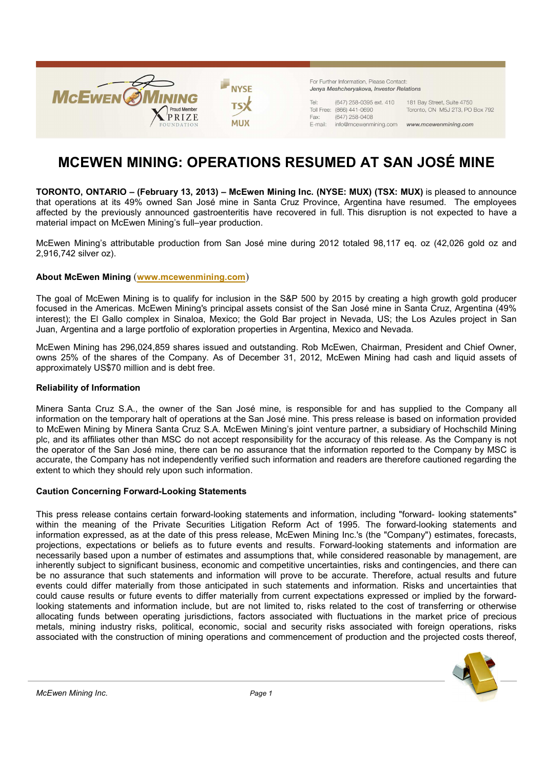For Further Information, Please Contact:
*Jenya Meshcheryakova, Investor Relations*

Tel: (647) 258-0395 ext. 410
Toll Free: (866) 441-0690
Fax: (647) 258-0408
E-mail: info@mcewenmining.com

181 Bay Street, Suite 4750
Toronto, ON M5J 2T3, PO Box 792
*www.mcewenmining.com*

# MCEWEN MINING: OPERATIONS RESUMED AT SAN JOSÉ MINE

**TORONTO, ONTARIO – (February 13, 2013) – McEwen Mining Inc. (NYSE: MUX) (TSX: MUX)** is pleased to announce that operations at its 49% owned San José mine in Santa Cruz Province, Argentina have resumed. The employees affected by the previously announced gastroenteritis have recovered in full. This disruption is not expected to have a material impact on McEwen Mining's full–year production.

McEwen Mining's attributable production from San José mine during 2012 totaled 98,117 eq. oz (42,026 gold oz and 2,916,742 silver oz).

**About McEwen Mining (www.mcewenmining.com)**

The goal of McEwen Mining is to qualify for inclusion in the S&P 500 by 2015 by creating a high growth gold producer focused in the Americas. McEwen Mining's principal assets consist of the San José mine in Santa Cruz, Argentina (49% interest); the El Gallo complex in Sinaloa, Mexico; the Gold Bar project in Nevada, US; the Los Azules project in San Juan, Argentina and a large portfolio of exploration properties in Argentina, Mexico and Nevada.

McEwen Mining has 296,024,859 shares issued and outstanding. Rob McEwen, Chairman, President and Chief Owner, owns 25% of the shares of the Company. As of December 31, 2012, McEwen Mining had cash and liquid assets of approximately US$70 million and is debt free.

**Reliability of Information**

Minera Santa Cruz S.A., the owner of the San José mine, is responsible for and has supplied to the Company all information on the temporary halt of operations at the San José mine. This press release is based on information provided to McEwen Mining by Minera Santa Cruz S.A. McEwen Mining's joint venture partner, a subsidiary of Hochschild Mining plc, and its affiliates other than MSC do not accept responsibility for the accuracy of this release. As the Company is not the operator of the San José mine, there can be no assurance that the information reported to the Company by MSC is accurate, the Company has not independently verified such information and readers are therefore cautioned regarding the extent to which they should rely upon such information.

**Caution Concerning Forward-Looking Statements**

This press release contains certain forward-looking statements and information, including "forward- looking statements" within the meaning of the Private Securities Litigation Reform Act of 1995. The forward-looking statements and information expressed, as at the date of this press release, McEwen Mining Inc.'s (the "Company") estimates, forecasts, projections, expectations or beliefs as to future events and results. Forward-looking statements and information are necessarily based upon a number of estimates and assumptions that, while considered reasonable by management, are inherently subject to significant business, economic and competitive uncertainties, risks and contingencies, and there can be no assurance that such statements and information will prove to be accurate. Therefore, actual results and future events could differ materially from those anticipated in such statements and information. Risks and uncertainties that could cause results or future events to differ materially from current expectations expressed or implied by the forward-looking statements and information include, but are not limited to, risks related to the cost of transferring or otherwise allocating funds between operating jurisdictions, factors associated with fluctuations in the market price of precious metals, mining industry risks, political, economic, social and security risks associated with foreign operations, risks associated with the construction of mining operations and commencement of production and the projected costs thereof,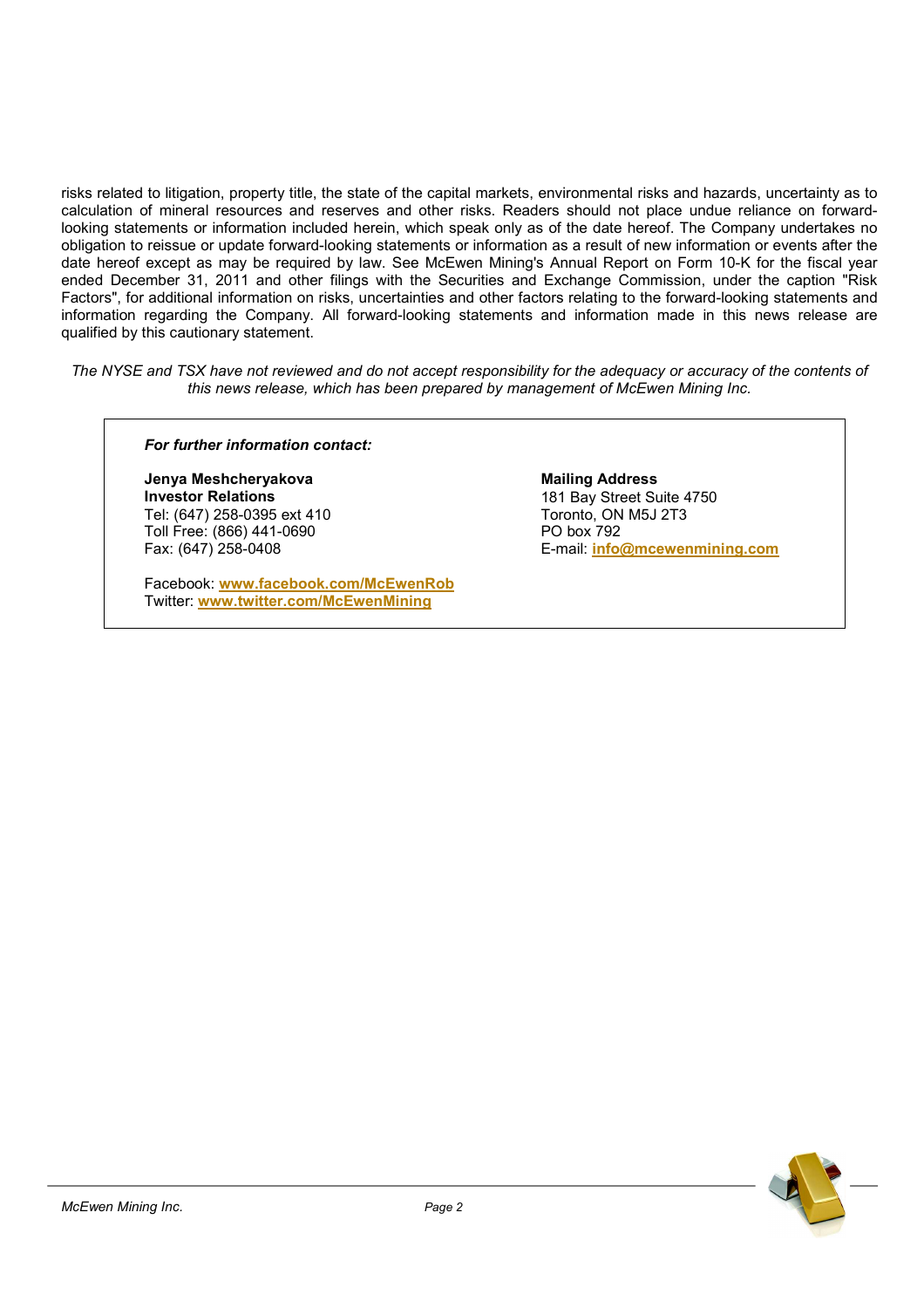risks related to litigation, property title, the state of the capital markets, environmental risks and hazards, uncertainty as to calculation of mineral resources and reserves and other risks. Readers should not place undue reliance on forward-looking statements or information included herein, which speak only as of the date hereof. The Company undertakes no obligation to reissue or update forward-looking statements or information as a result of new information or events after the date hereof except as may be required by law. See McEwen Mining's Annual Report on Form 10-K for the fiscal year ended December 31, 2011 and other filings with the Securities and Exchange Commission, under the caption "Risk Factors", for additional information on risks, uncertainties and other factors relating to the forward-looking statements and information regarding the Company. All forward-looking statements and information made in this news release are qualified by this cautionary statement.

*The NYSE and TSX have not reviewed and do not accept responsibility for the adequacy or accuracy of the contents of this news release, which has been prepared by management of McEwen Mining Inc.*

***For further information contact:***

**Jenya Meshcheryakova**
**Investor Relations**
Tel: (647) 258-0395 ext 410
Toll Free: (866) 441-0690
Fax: (647) 258-0408

**Mailing Address**
181 Bay Street Suite 4750
Toronto, ON M5J 2T3
PO box 792
E-mail: **info@mcewenmining.com**

Facebook: **www.facebook.com/McEwenRob**
Twitter: **www.twitter.com/McEwenMining**